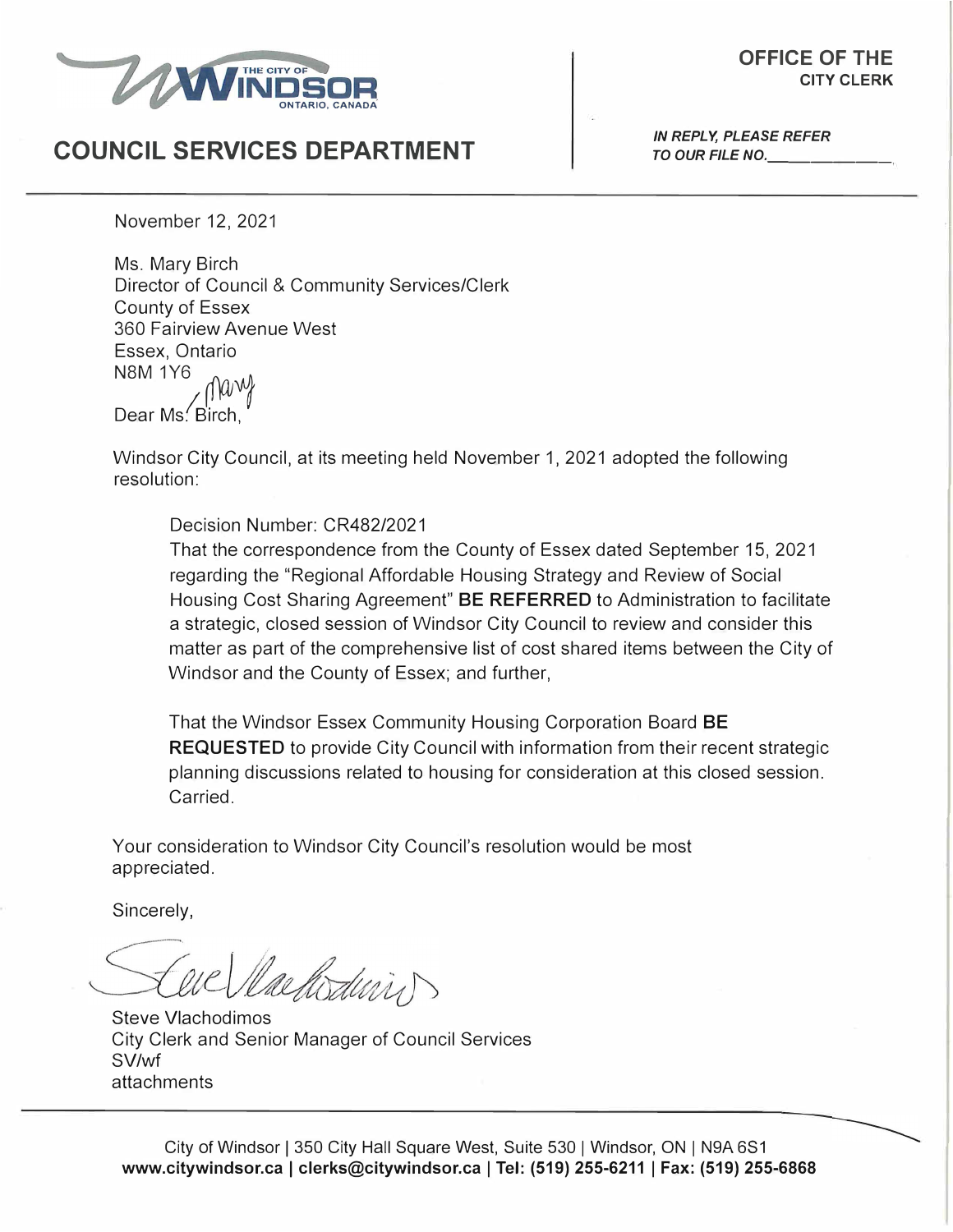THE CITY OF **WINDSOR** ONTARIO, CANADA

## COUNCIL SERVICES DEPARTMENT

**OFFICE OF THE CITY CLERK**

***IN REPLY, PLEASE REFER TO OUR FILE NO.______________***

November 12, 2021

Ms. Mary Birch
Director of Council & Community Services/Clerk
County of Essex
360 Fairview Avenue West
Essex, Ontario
N8M 1Y6

Dear ~~Ms. Birch~~ Mary,

Windsor City Council, at its meeting held November 1, 2021 adopted the following resolution:

> Decision Number: CR482/2021
> That the correspondence from the County of Essex dated September 15, 2021 regarding the "Regional Affordable Housing Strategy and Review of Social Housing Cost Sharing Agreement" **BE REFERRED** to Administration to facilitate a strategic, closed session of Windsor City Council to review and consider this matter as part of the comprehensive list of cost shared items between the City of Windsor and the County of Essex; and further,
>
> That the Windsor Essex Community Housing Corporation Board **BE REQUESTED** to provide City Council with information from their recent strategic planning discussions related to housing for consideration at this closed session. Carried.

Your consideration to Windsor City Council's resolution would be most appreciated.

Sincerely,

Steve Vlachodimos
City Clerk and Senior Manager of Council Services
SV/wf
attachments

City of Windsor | 350 City Hall Square West, Suite 530 | Windsor, ON | N9A 6S1
**www.citywindsor.ca | clerks@citywindsor.ca | Tel: (519) 255-6211 | Fax: (519) 255-6868**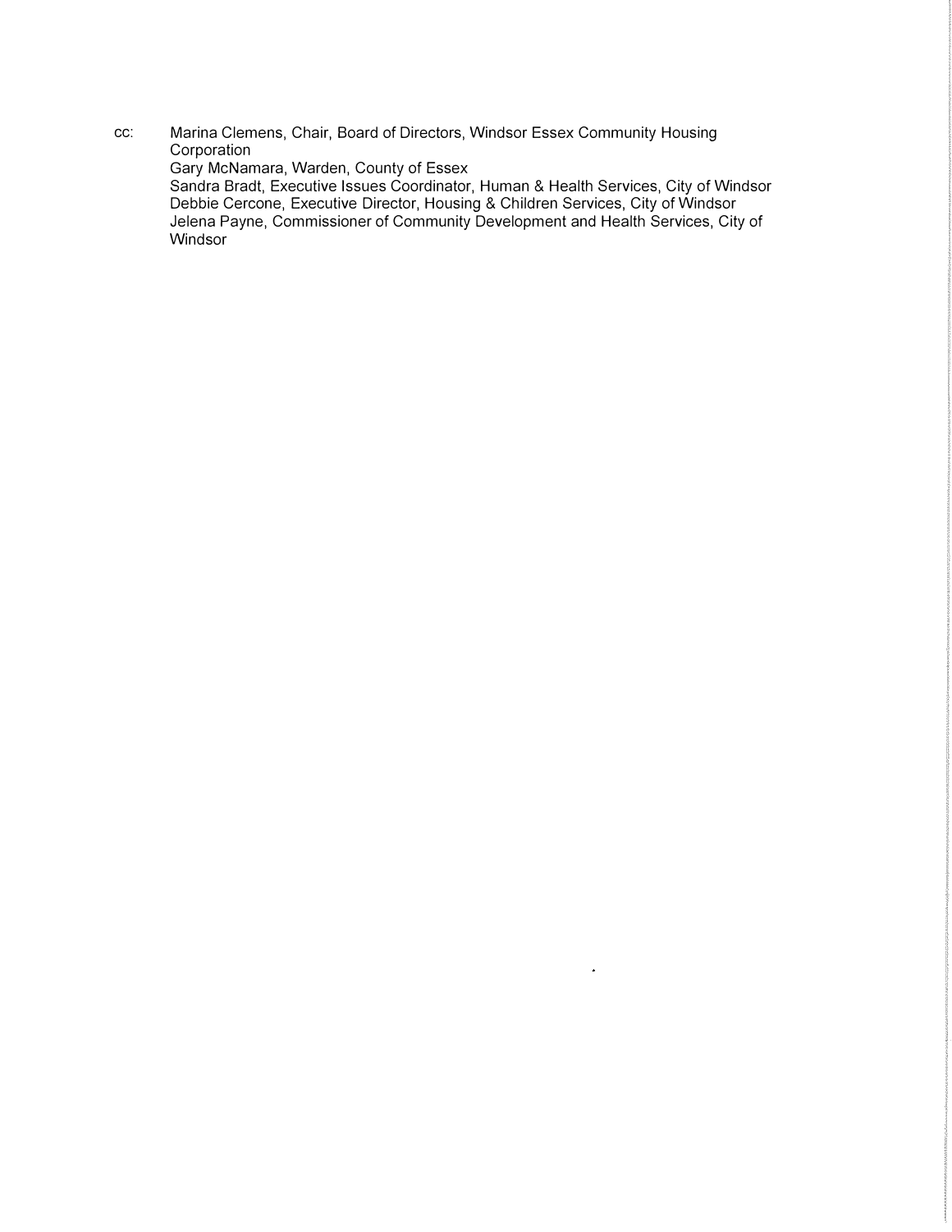cc: Marina Clemens, Chair, Board of Directors, Windsor Essex Community Housing Corporation
Gary McNamara, Warden, County of Essex
Sandra Bradt, Executive Issues Coordinator, Human & Health Services, City of Windsor
Debbie Cercone, Executive Director, Housing & Children Services, City of Windsor
Jelena Payne, Commissioner of Community Development and Health Services, City of Windsor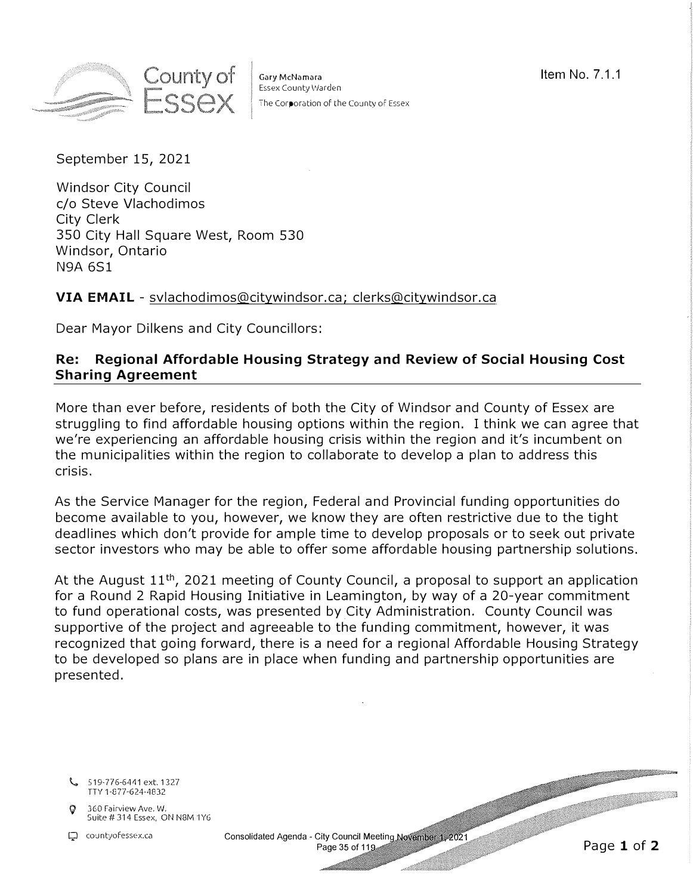County of Essex

Gary McNamara
Essex County Warden
The Corporation of the County of Essex

Item No. 7.1.1

September 15, 2021

Windsor City Council
c/o Steve Vlachodimos
City Clerk
350 City Hall Square West, Room 530
Windsor, Ontario
N9A 6S1

**VIA EMAIL** - svlachodimos@citywindsor.ca; clerks@citywindsor.ca

Dear Mayor Dilkens and City Councillors:

## Re: Regional Affordable Housing Strategy and Review of Social Housing Cost Sharing Agreement

More than ever before, residents of both the City of Windsor and County of Essex are struggling to find affordable housing options within the region. I think we can agree that we're experiencing an affordable housing crisis within the region and it's incumbent on the municipalities within the region to collaborate to develop a plan to address this crisis.

As the Service Manager for the region, Federal and Provincial funding opportunities do become available to you, however, we know they are often restrictive due to the tight deadlines which don't provide for ample time to develop proposals or to seek out private sector investors who may be able to offer some affordable housing partnership solutions.

At the August 11th, 2021 meeting of County Council, a proposal to support an application for a Round 2 Rapid Housing Initiative in Leamington, by way of a 20-year commitment to fund operational costs, was presented by City Administration. County Council was supportive of the project and agreeable to the funding commitment, however, it was recognized that going forward, there is a need for a regional Affordable Housing Strategy to be developed so plans are in place when funding and partnership opportunities are presented.

519-776-6441 ext. 1327
TTY 1-877-624-4832

360 Fairview Ave. W.
Suite # 314 Essex, ON N8M 1Y6

countyofessex.ca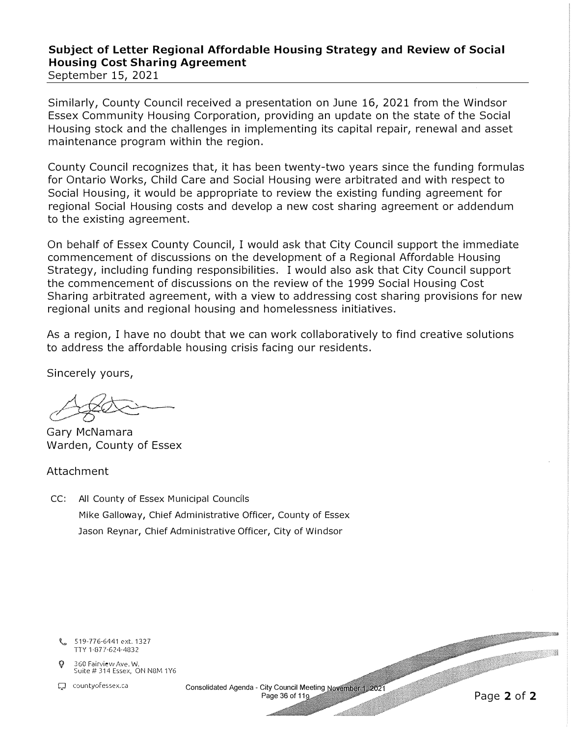**Subject of Letter Regional Affordable Housing Strategy and Review of Social Housing Cost Sharing Agreement**
September 15, 2021

Similarly, County Council received a presentation on June 16, 2021 from the Windsor Essex Community Housing Corporation, providing an update on the state of the Social Housing stock and the challenges in implementing its capital repair, renewal and asset maintenance program within the region.

County Council recognizes that, it has been twenty-two years since the funding formulas for Ontario Works, Child Care and Social Housing were arbitrated and with respect to Social Housing, it would be appropriate to review the existing funding agreement for regional Social Housing costs and develop a new cost sharing agreement or addendum to the existing agreement.

On behalf of Essex County Council, I would ask that City Council support the immediate commencement of discussions on the development of a Regional Affordable Housing Strategy, including funding responsibilities. I would also ask that City Council support the commencement of discussions on the review of the 1999 Social Housing Cost Sharing arbitrated agreement, with a view to addressing cost sharing provisions for new regional units and regional housing and homelessness initiatives.

As a region, I have no doubt that we can work collaboratively to find creative solutions to address the affordable housing crisis facing our residents.

Sincerely yours,

Gary McNamara
Warden, County of Essex

Attachment

CC: All County of Essex Municipal Councils
Mike Galloway, Chief Administrative Officer, County of Essex
Jason Reynar, Chief Administrative Officer, City of Windsor

519-776-6441 ext. 1327
TTY 1-877-624-4832

360 Fairview Ave. W.
Suite # 314 Essex, ON N8M 1Y6

countyofessex.ca